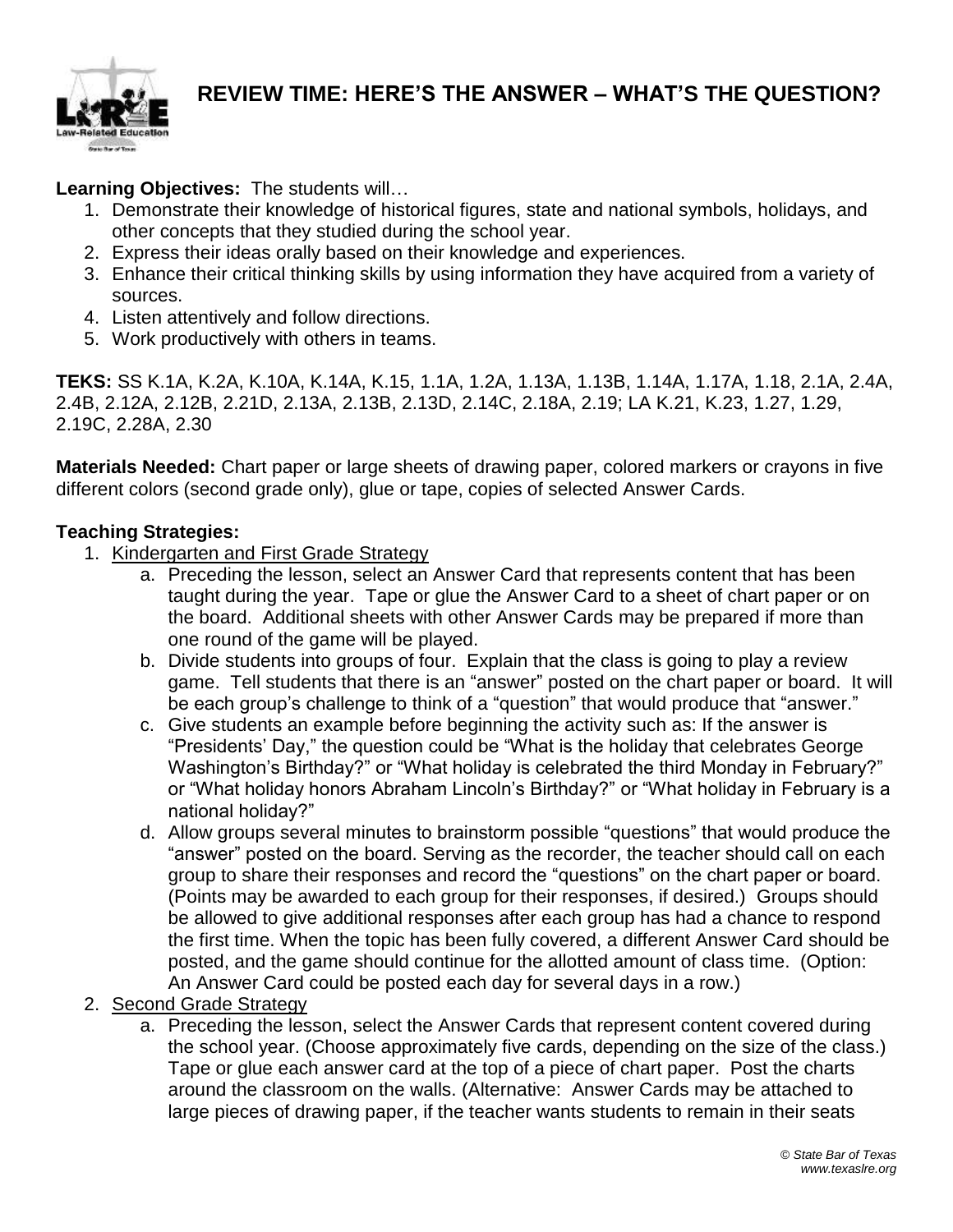# REVIEW TIME: HERE'S THE ANSWER – WHAT'S THE QUESTION?

**Learning Objectives:** The students will…

1. Demonstrate their knowledge of historical figures, state and national symbols, holidays, and other concepts that they studied during the school year.
2. Express their ideas orally based on their knowledge and experiences.
3. Enhance their critical thinking skills by using information they have acquired from a variety of sources.
4. Listen attentively and follow directions.
5. Work productively with others in teams.

**TEKS:** SS K.1A, K.2A, K.10A, K.14A, K.15, 1.1A, 1.2A, 1.13A, 1.13B, 1.14A, 1.17A, 1.18, 2.1A, 2.4A, 2.4B, 2.12A, 2.12B, 2.21D, 2.13A, 2.13B, 2.13D, 2.14C, 2.18A, 2.19; LA K.21, K.23, 1.27, 1.29, 2.19C, 2.28A, 2.30

**Materials Needed:** Chart paper or large sheets of drawing paper, colored markers or crayons in five different colors (second grade only), glue or tape, copies of selected Answer Cards.

**Teaching Strategies:**

1. Kindergarten and First Grade Strategy
   a. Preceding the lesson, select an Answer Card that represents content that has been taught during the year. Tape or glue the Answer Card to a sheet of chart paper or on the board. Additional sheets with other Answer Cards may be prepared if more than one round of the game will be played.
   b. Divide students into groups of four. Explain that the class is going to play a review game. Tell students that there is an "answer" posted on the chart paper or board. It will be each group's challenge to think of a "question" that would produce that "answer."
   c. Give students an example before beginning the activity such as: If the answer is "Presidents' Day," the question could be "What is the holiday that celebrates George Washington's Birthday?" or "What holiday is celebrated the third Monday in February?" or "What holiday honors Abraham Lincoln's Birthday?" or "What holiday in February is a national holiday?"
   d. Allow groups several minutes to brainstorm possible "questions" that would produce the "answer" posted on the board. Serving as the recorder, the teacher should call on each group to share their responses and record the "questions" on the chart paper or board. (Points may be awarded to each group for their responses, if desired.) Groups should be allowed to give additional responses after each group has had a chance to respond the first time. When the topic has been fully covered, a different Answer Card should be posted, and the game should continue for the allotted amount of class time. (Option: An Answer Card could be posted each day for several days in a row.)
2. Second Grade Strategy
   a. Preceding the lesson, select the Answer Cards that represent content covered during the school year. (Choose approximately five cards, depending on the size of the class.) Tape or glue each answer card at the top of a piece of chart paper. Post the charts around the classroom on the walls. (Alternative: Answer Cards may be attached to large pieces of drawing paper, if the teacher wants students to remain in their seats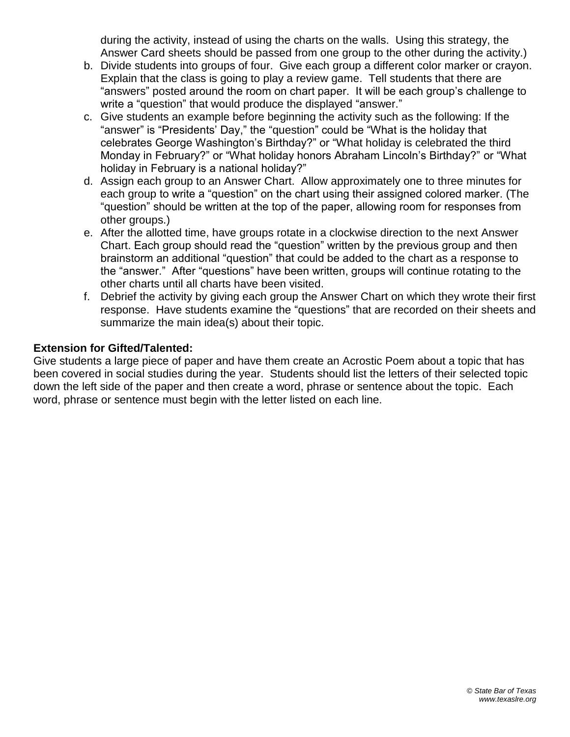during the activity, instead of using the charts on the walls. Using this strategy, the Answer Card sheets should be passed from one group to the other during the activity.)

b. Divide students into groups of four. Give each group a different color marker or crayon. Explain that the class is going to play a review game. Tell students that there are "answers" posted around the room on chart paper. It will be each group's challenge to write a "question" that would produce the displayed "answer."
c. Give students an example before beginning the activity such as the following: If the "answer" is "Presidents' Day," the "question" could be "What is the holiday that celebrates George Washington's Birthday?" or "What holiday is celebrated the third Monday in February?" or "What holiday honors Abraham Lincoln's Birthday?" or "What holiday in February is a national holiday?"
d. Assign each group to an Answer Chart. Allow approximately one to three minutes for each group to write a "question" on the chart using their assigned colored marker. (The "question" should be written at the top of the paper, allowing room for responses from other groups.)
e. After the allotted time, have groups rotate in a clockwise direction to the next Answer Chart. Each group should read the "question" written by the previous group and then brainstorm an additional "question" that could be added to the chart as a response to the "answer." After "questions" have been written, groups will continue rotating to the other charts until all charts have been visited.
f. Debrief the activity by giving each group the Answer Chart on which they wrote their first response. Have students examine the "questions" that are recorded on their sheets and summarize the main idea(s) about their topic.

**Extension for Gifted/Talented:**

Give students a large piece of paper and have them create an Acrostic Poem about a topic that has been covered in social studies during the year. Students should list the letters of their selected topic down the left side of the paper and then create a word, phrase or sentence about the topic. Each word, phrase or sentence must begin with the letter listed on each line.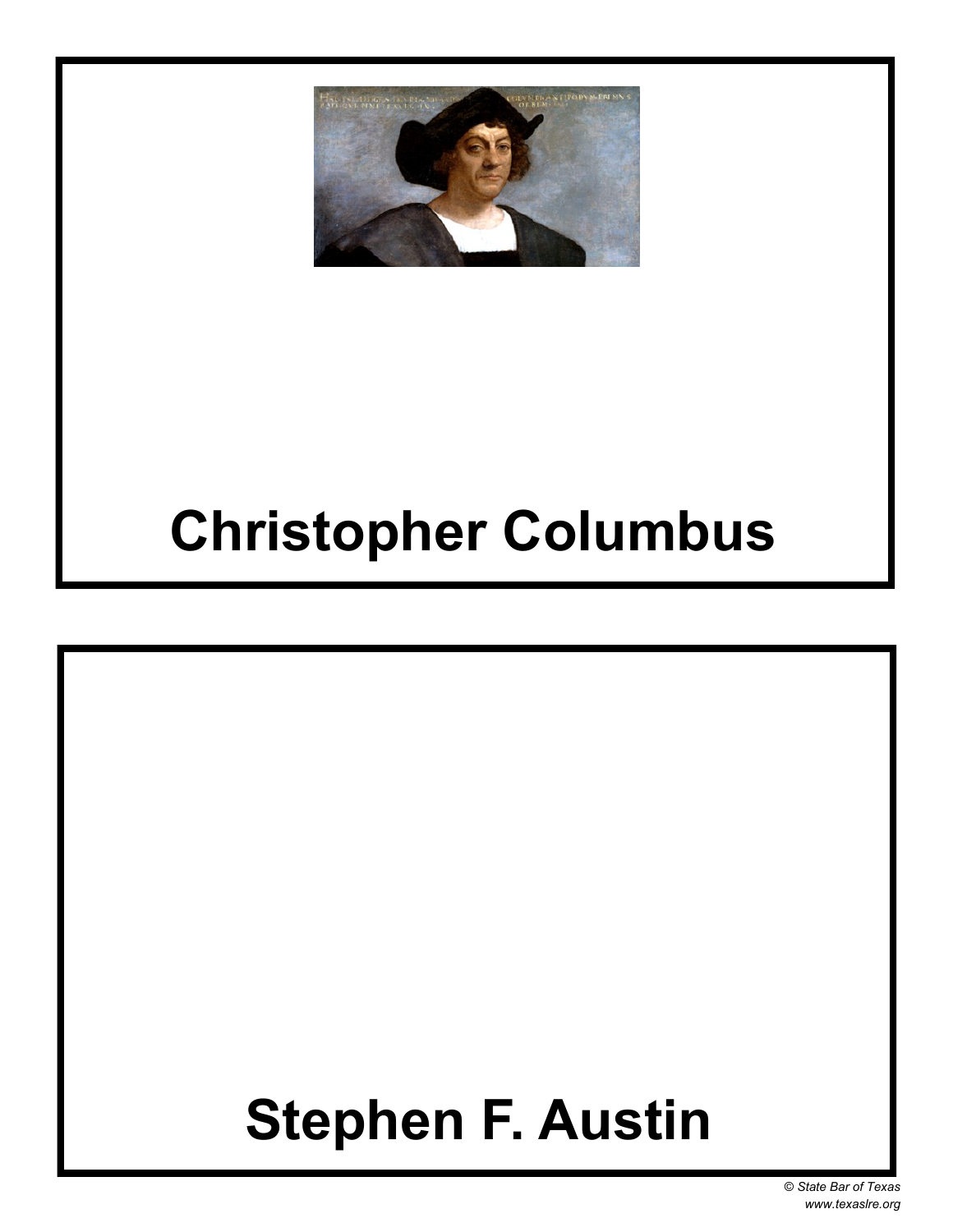**Christopher Columbus**

**Stephen F. Austin**

*© State Bar of Texas*
*www.texaslre.org*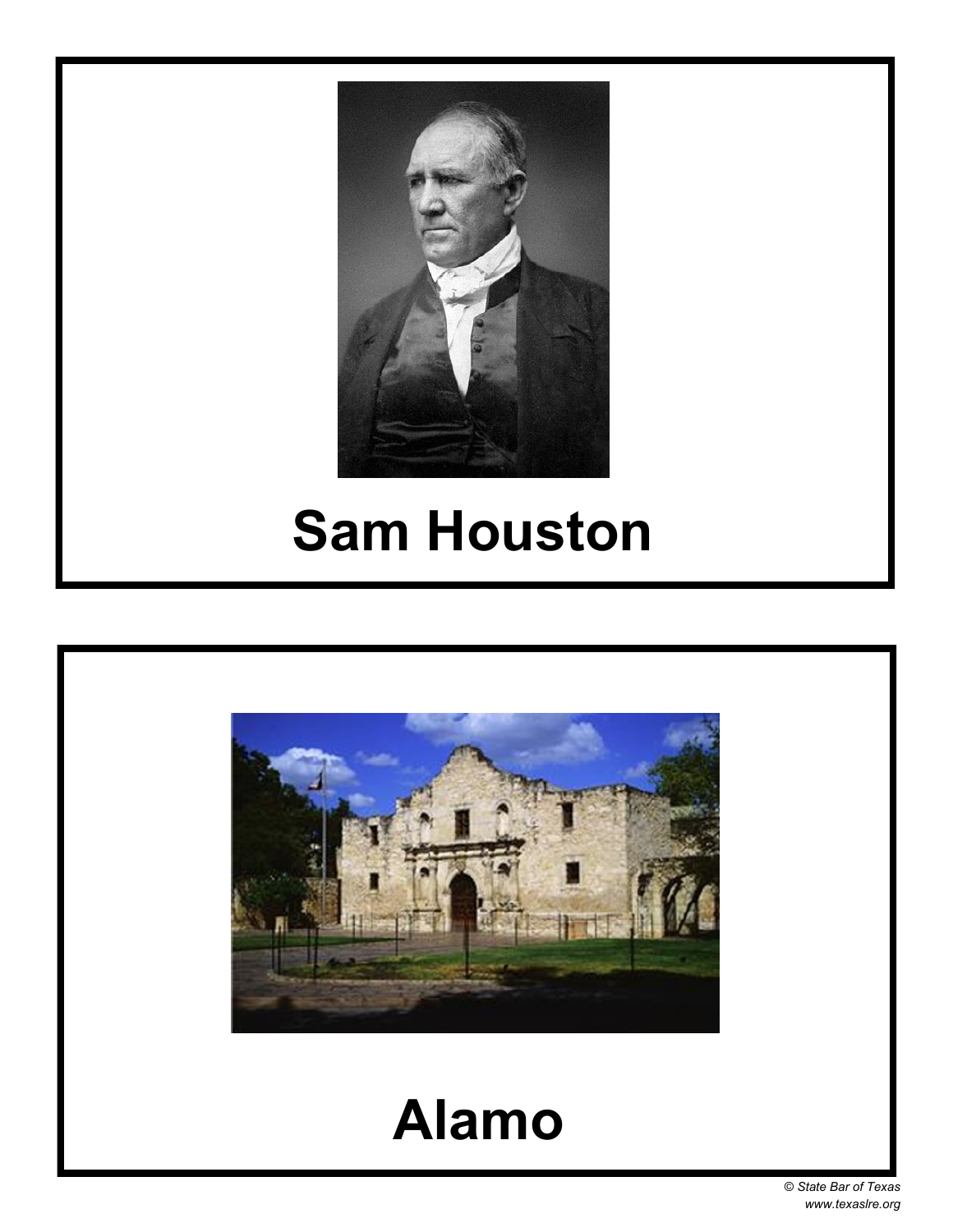**Sam Houston**

**Alamo**

© State Bar of Texas
www.texaslre.org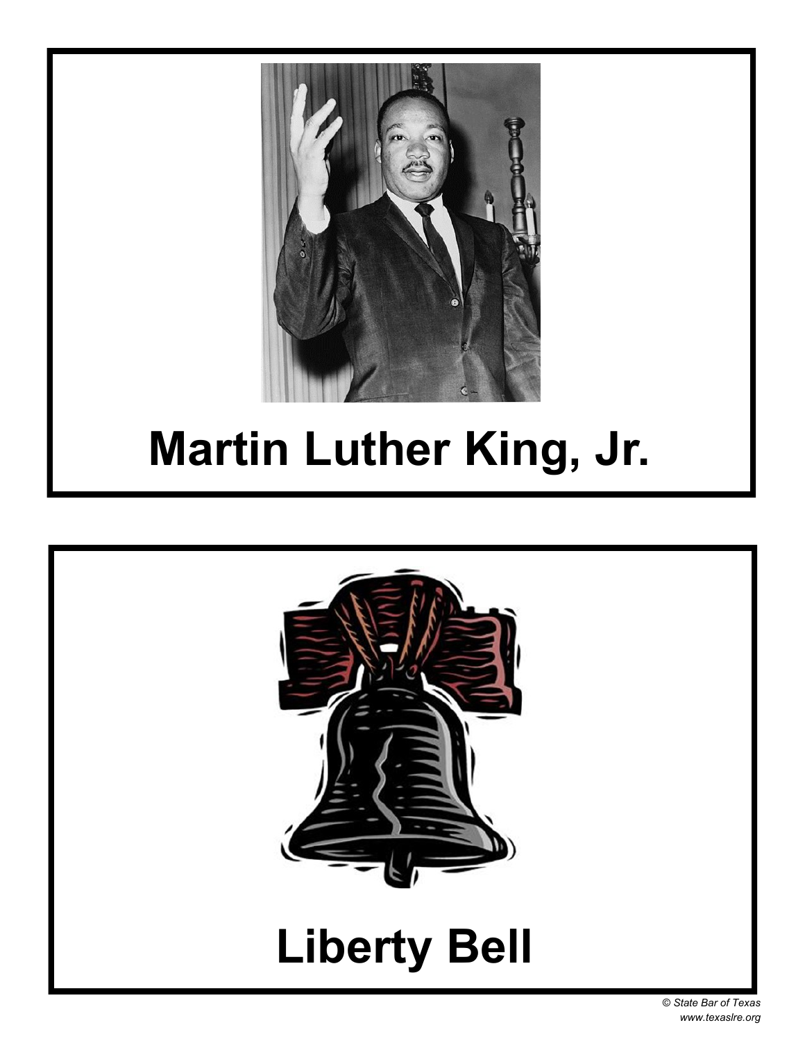# Martin Luther King, Jr.

# Liberty Bell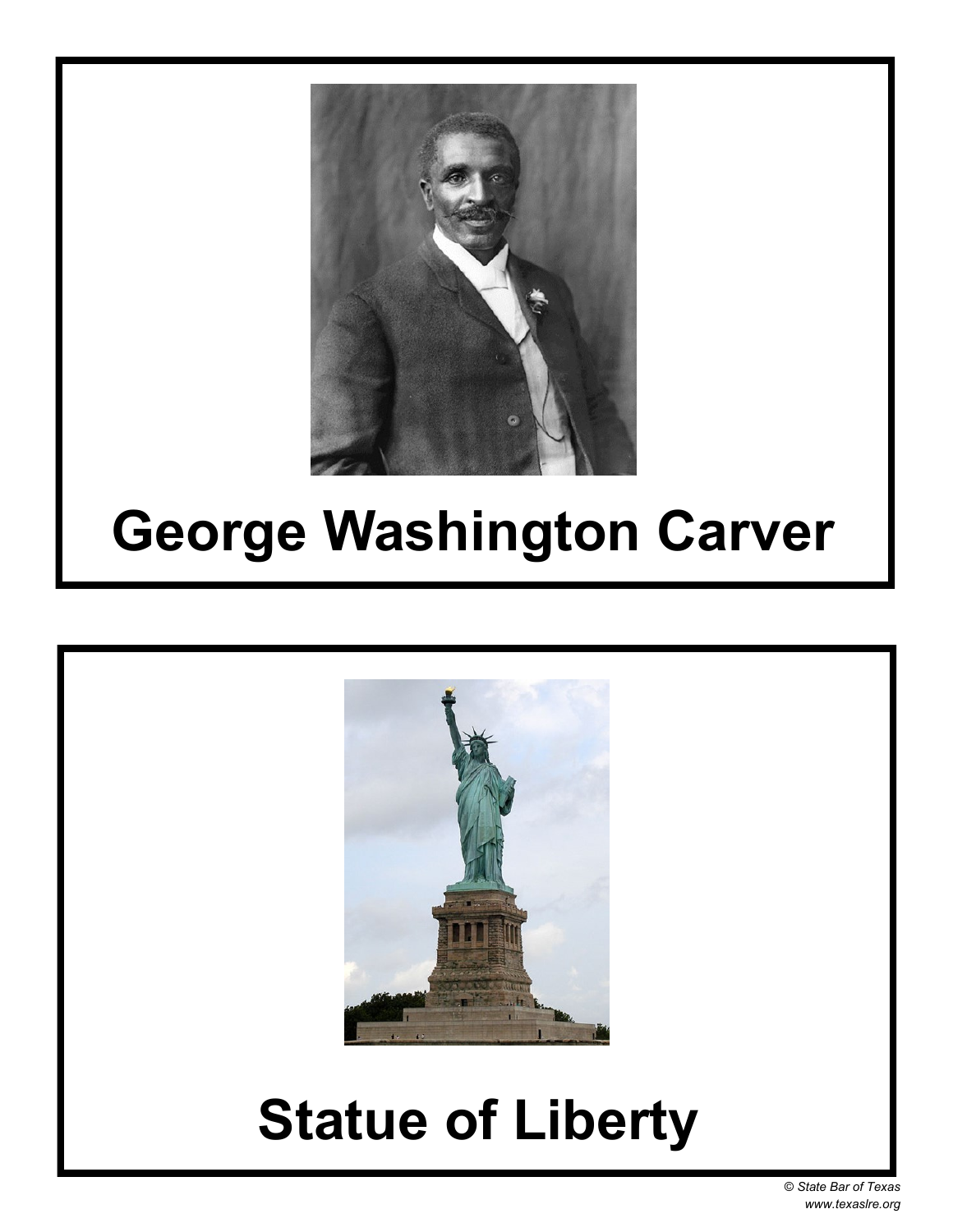# George Washington Carver

# Statue of Liberty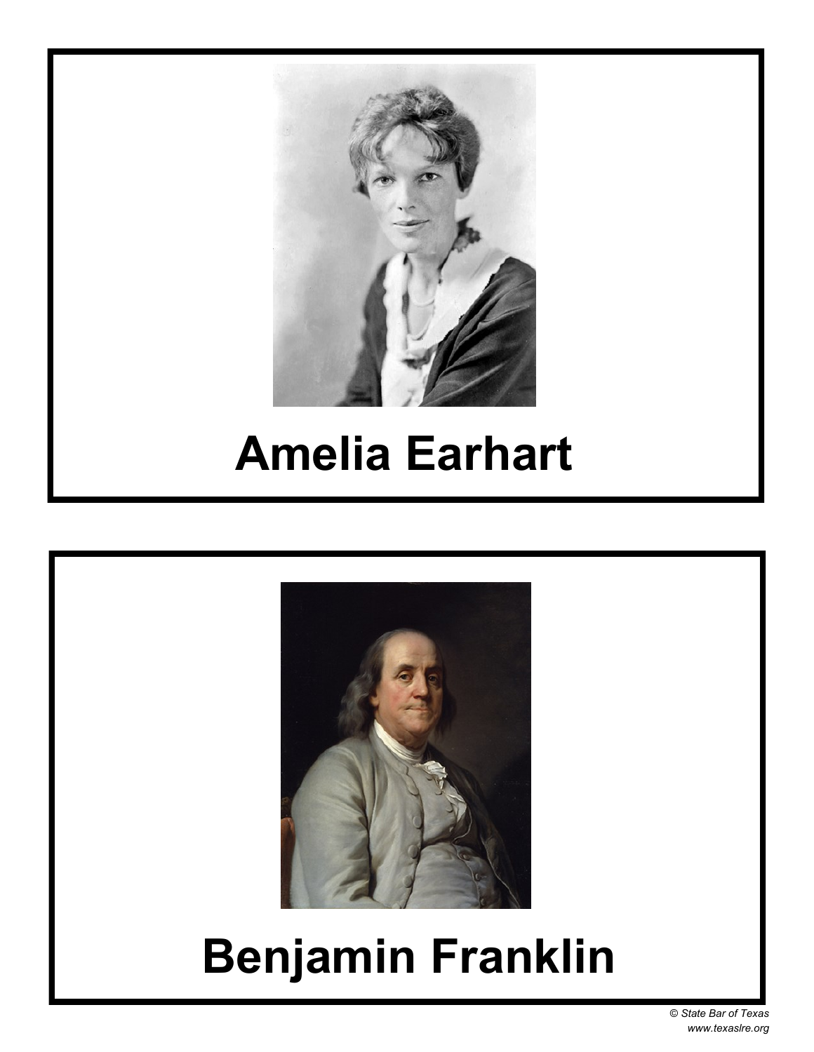# Amelia Earhart

# Benjamin Franklin

© State Bar of Texas
www.texaslre.org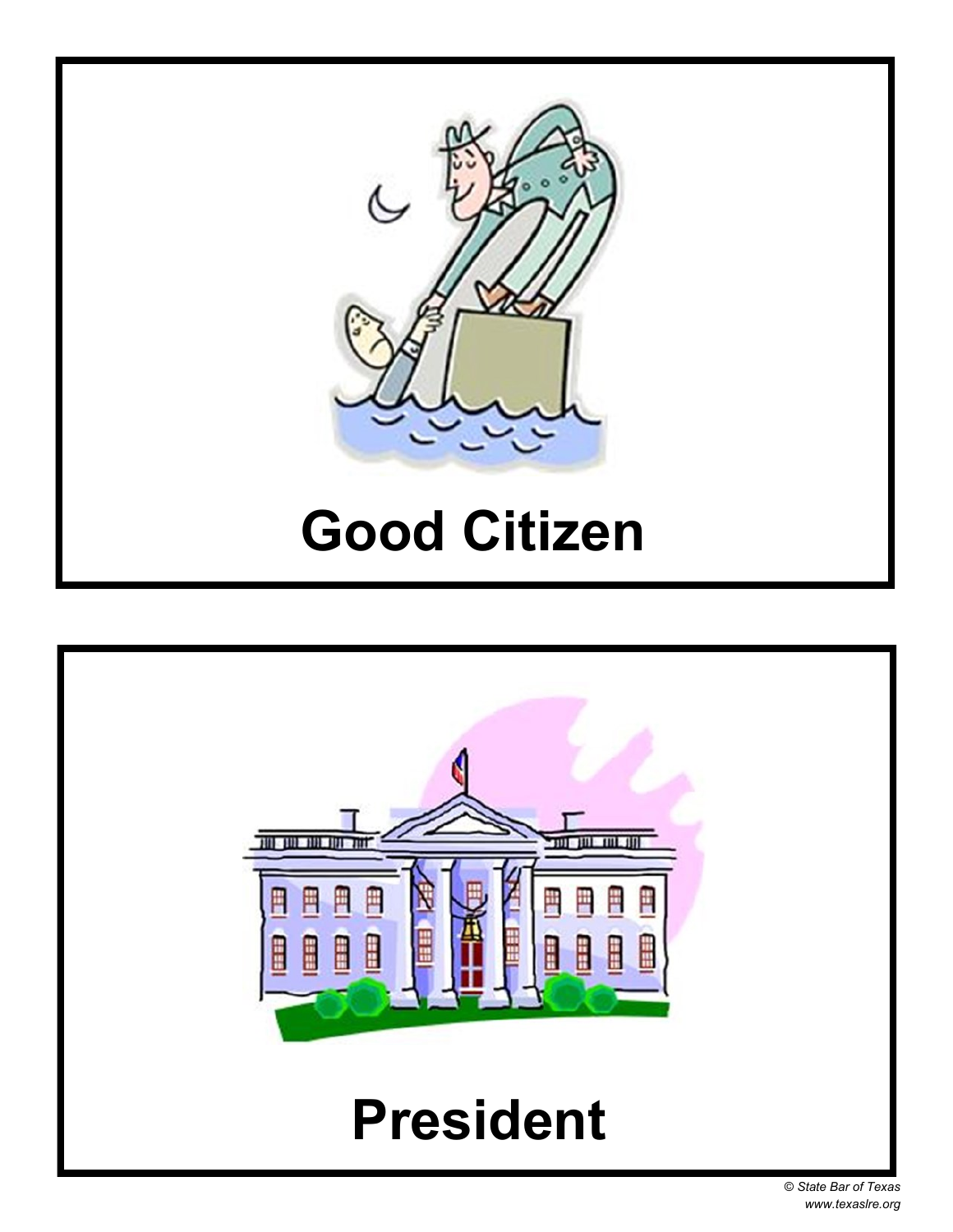**Good Citizen**

**President**

© State Bar of Texas
www.texaslre.org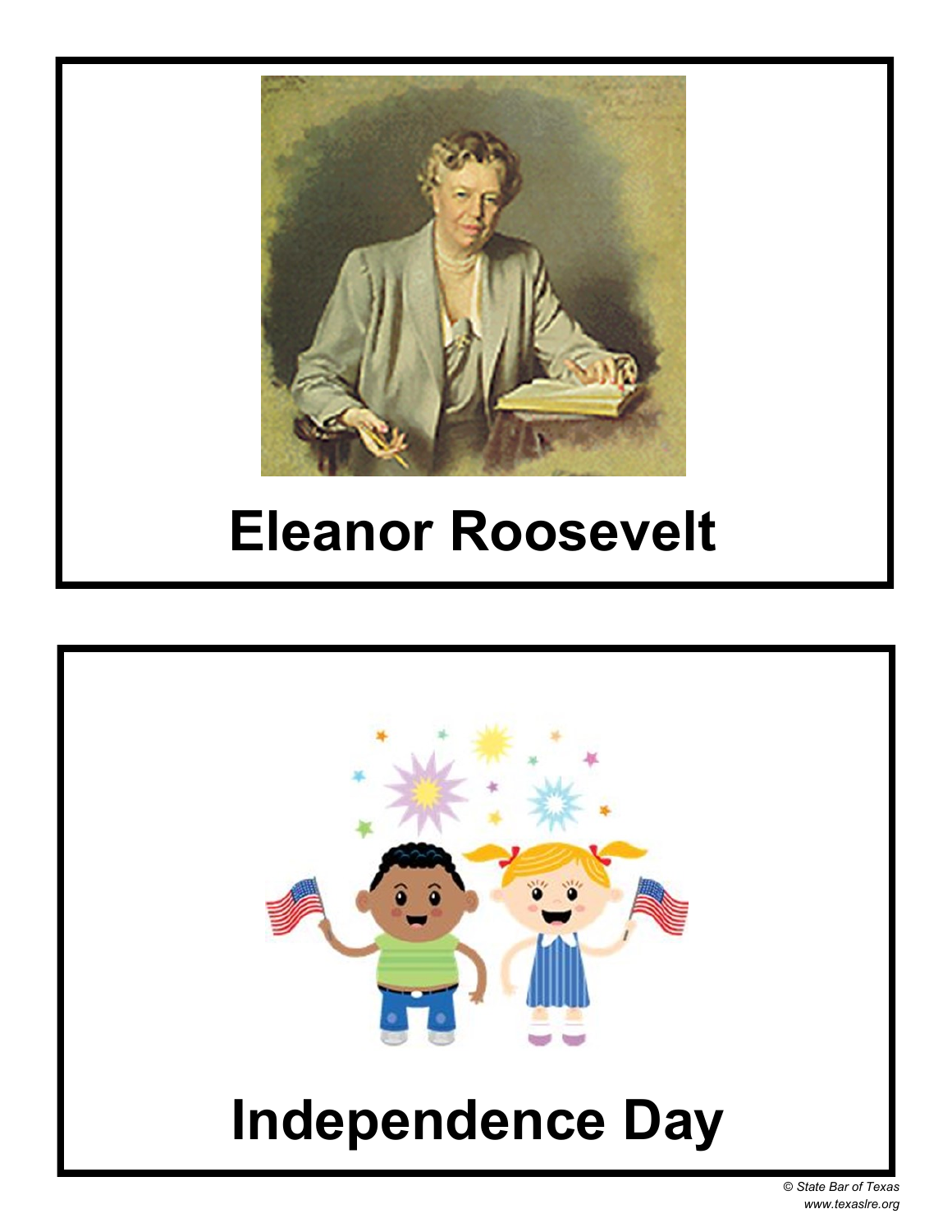# Eleanor Roosevelt

# Independence Day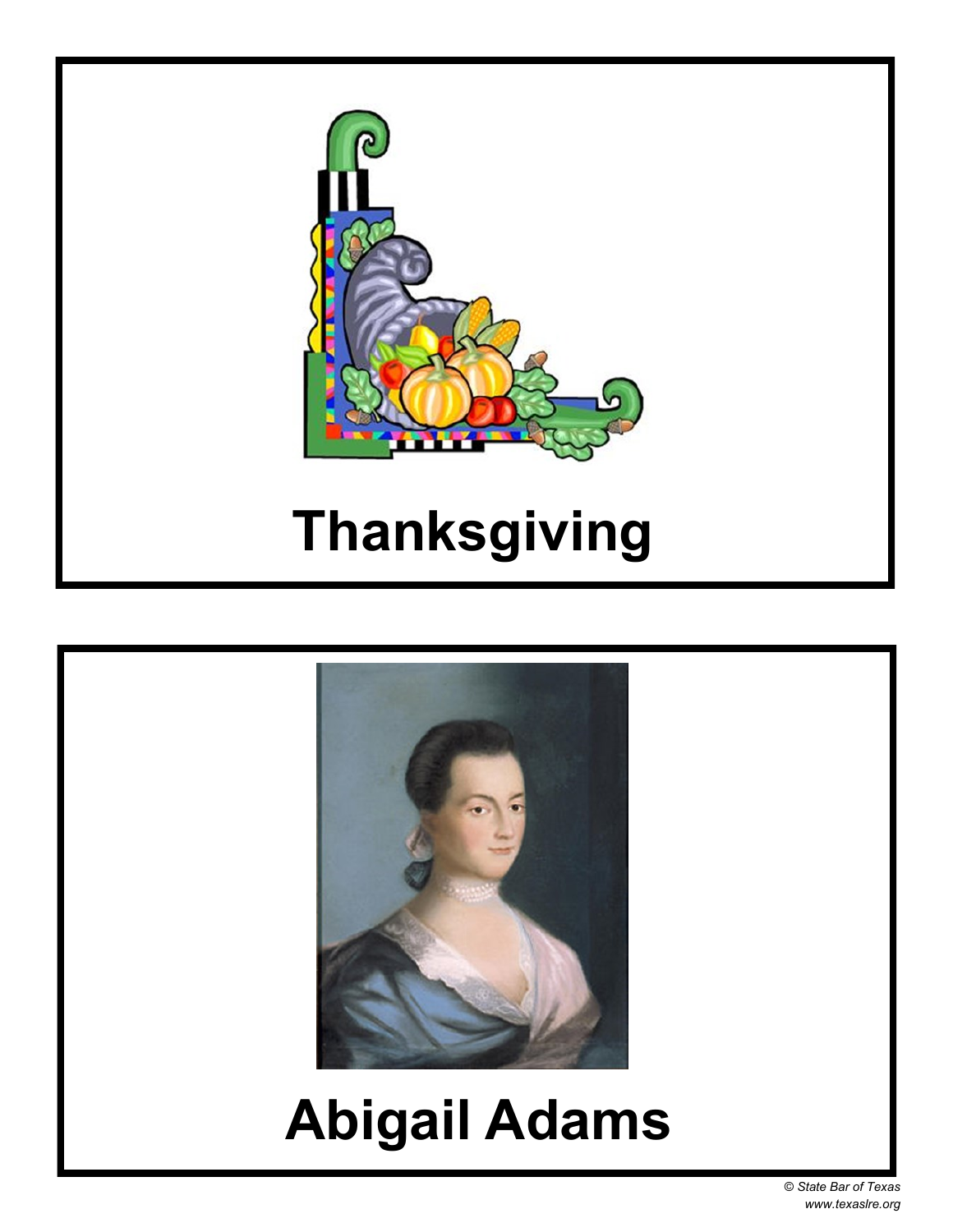Thanksgiving

Abigail Adams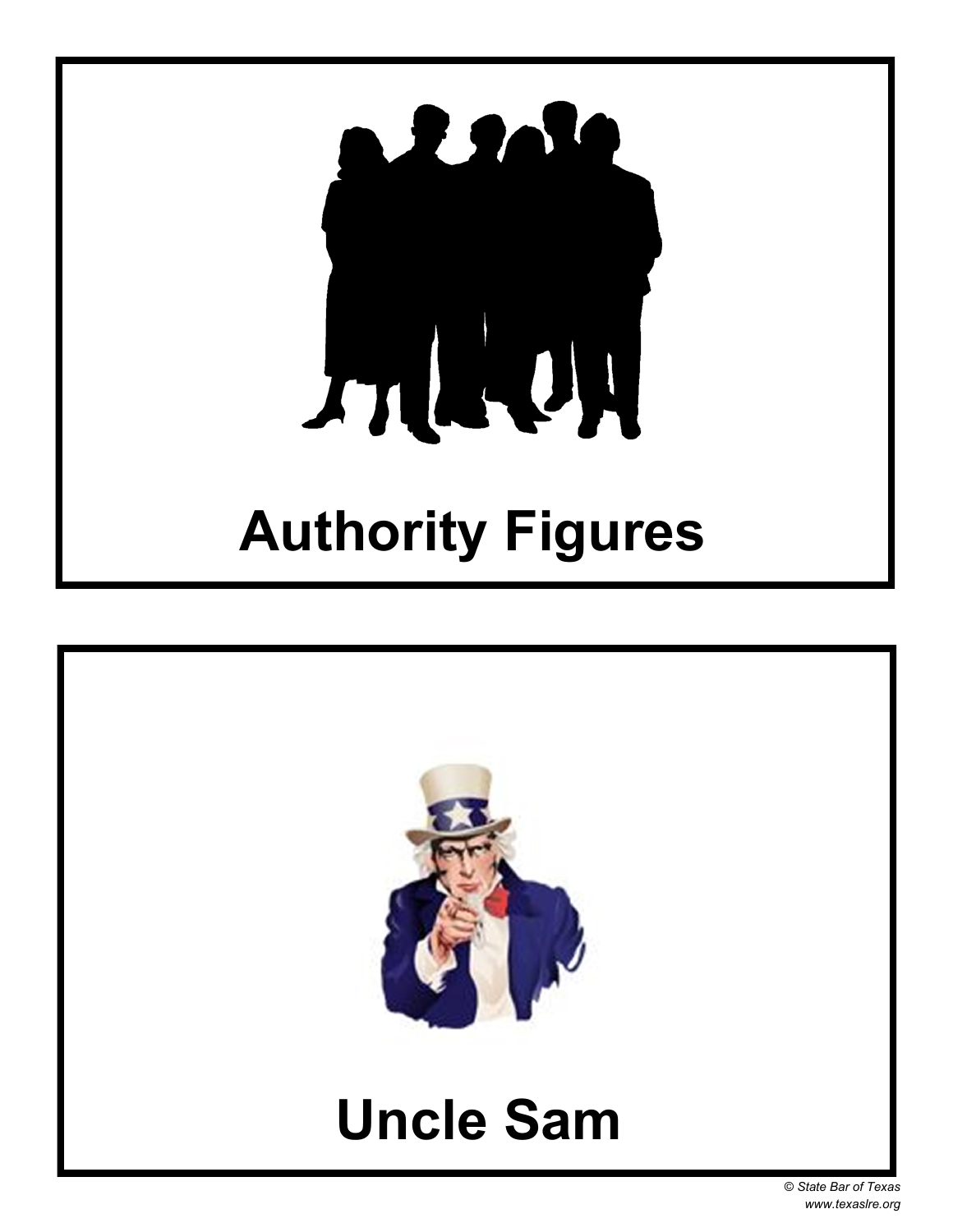Authority Figures

Uncle Sam

© State Bar of Texas
www.texaslre.org